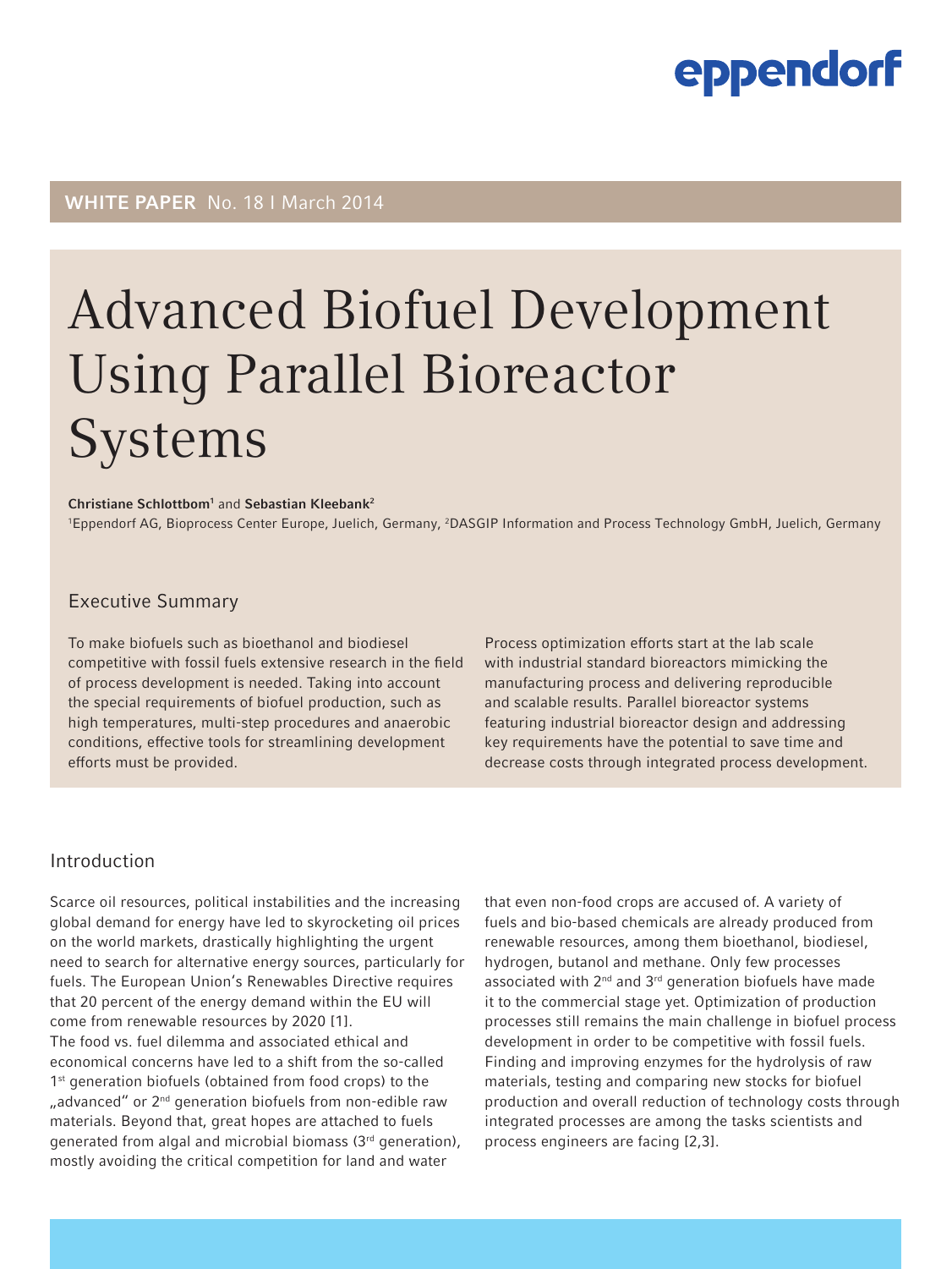eppendorf

**WHITE PAPER** No. 18 I March 2014

# Advanced Biofuel Development Using Parallel Bioreactor Systems

**Christiane Schlottbom**[1] and **Sebastian Kleebank**[2]

[1]Eppendorf AG, Bioprocess Center Europe, Juelich, Germany, [2]DASGIP Information and Process Technology GmbH, Juelich, Germany

## Executive Summary

To make biofuels such as bioethanol and biodiesel competitive with fossil fuels extensive research in the field of process development is needed. Taking into account the special requirements of biofuel production, such as high temperatures, multi-step procedures and anaerobic conditions, effective tools for streamlining development efforts must be provided.

Process optimization efforts start at the lab scale with industrial standard bioreactors mimicking the manufacturing process and delivering reproducible and scalable results. Parallel bioreactor systems featuring industrial bioreactor design and addressing key requirements have the potential to save time and decrease costs through integrated process development.

## Introduction

Scarce oil resources, political instabilities and the increasing global demand for energy have led to skyrocketing oil prices on the world markets, drastically highlighting the urgent need to search for alternative energy sources, particularly for fuels. The European Union's Renewables Directive requires that 20 percent of the energy demand within the EU will come from renewable resources by 2020 [1].

The food vs. fuel dilemma and associated ethical and economical concerns have led to a shift from the so-called 1st generation biofuels (obtained from food crops) to the „advanced" or 2nd generation biofuels from non-edible raw materials. Beyond that, great hopes are attached to fuels generated from algal and microbial biomass (3rd generation), mostly avoiding the critical competition for land and water that even non-food crops are accused of. A variety of fuels and bio-based chemicals are already produced from renewable resources, among them bioethanol, biodiesel, hydrogen, butanol and methane. Only few processes associated with 2nd and 3rd generation biofuels have made it to the commercial stage yet. Optimization of production processes still remains the main challenge in biofuel process development in order to be competitive with fossil fuels. Finding and improving enzymes for the hydrolysis of raw materials, testing and comparing new stocks for biofuel production and overall reduction of technology costs through integrated processes are among the tasks scientists and process engineers are facing [2,3].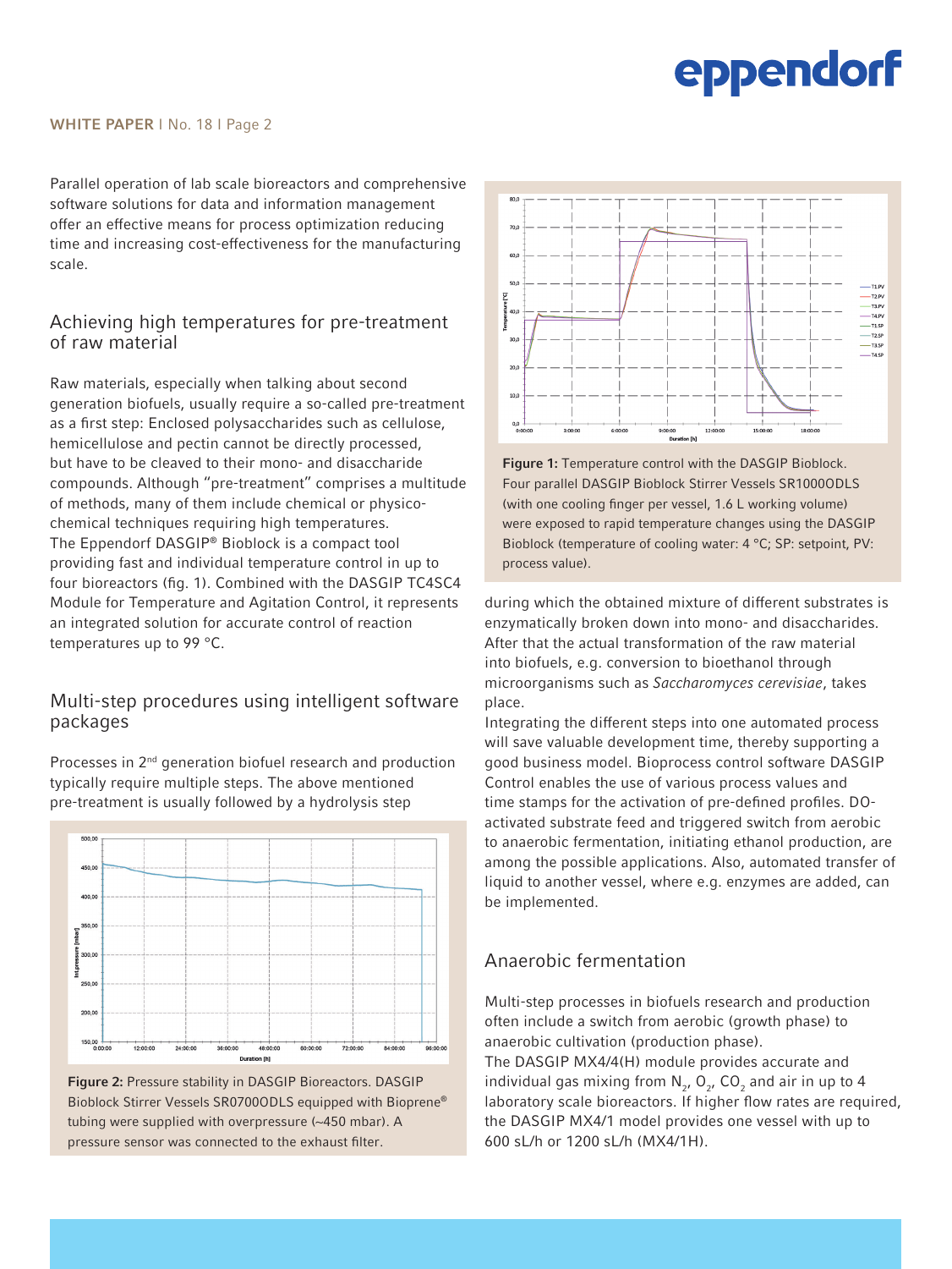Parallel operation of lab scale bioreactors and comprehensive software solutions for data and information management offer an effective means for process optimization reducing time and increasing cost-effectiveness for the manufacturing scale.

## Achieving high temperatures for pre-treatment of raw material

Raw materials, especially when talking about second generation biofuels, usually require a so-called pre-treatment as a first step: Enclosed polysaccharides such as cellulose, hemicellulose and pectin cannot be directly processed, but have to be cleaved to their mono- and disaccharide compounds. Although "pre-treatment" comprises a multitude of methods, many of them include chemical or physico-chemical techniques requiring high temperatures.
The Eppendorf DASGIP® Bioblock is a compact tool providing fast and individual temperature control in up to four bioreactors (fig. 1). Combined with the DASGIP TC4SC4 Module for Temperature and Agitation Control, it represents an integrated solution for accurate control of reaction temperatures up to 99 °C.

## Multi-step procedures using intelligent software packages

Processes in 2nd generation biofuel research and production typically require multiple steps. The above mentioned pre-treatment is usually followed by a hydrolysis step during which the obtained mixture of different substrates is enzymatically broken down into mono- and disaccharides. After that the actual transformation of the raw material into biofuels, e.g. conversion to bioethanol through microorganisms such as *Saccharomyces cerevisiae*, takes place.
Integrating the different steps into one automated process will save valuable development time, thereby supporting a good business model. Bioprocess control software DASGIP Control enables the use of various process values and time stamps for the activation of pre-defined profiles. DO-activated substrate feed and triggered switch from aerobic to anaerobic fermentation, initiating ethanol production, are among the possible applications. Also, automated transfer of liquid to another vessel, where e.g. enzymes are added, can be implemented.

**Figure 1:** Temperature control with the DASGIP Bioblock. Four parallel DASGIP Bioblock Stirrer Vessels SR1000ODLS (with one cooling finger per vessel, 1.6 L working volume) were exposed to rapid temperature changes using the DASGIP Bioblock (temperature of cooling water: 4 °C; SP: setpoint, PV: process value).

**Figure 2:** Pressure stability in DASGIP Bioreactors. DASGIP Bioblock Stirrer Vessels SR0700ODLS equipped with Bioprene® tubing were supplied with overpressure (~450 mbar). A pressure sensor was connected to the exhaust filter.

## Anaerobic fermentation

Multi-step processes in biofuels research and production often include a switch from aerobic (growth phase) to anaerobic cultivation (production phase).
The DASGIP MX4/4(H) module provides accurate and individual gas mixing from $N_2$, $O_2$, $CO_2$ and air in up to 4 laboratory scale bioreactors. If higher flow rates are required, the DASGIP MX4/1 model provides one vessel with up to 600 sL/h or 1200 sL/h (MX4/1H).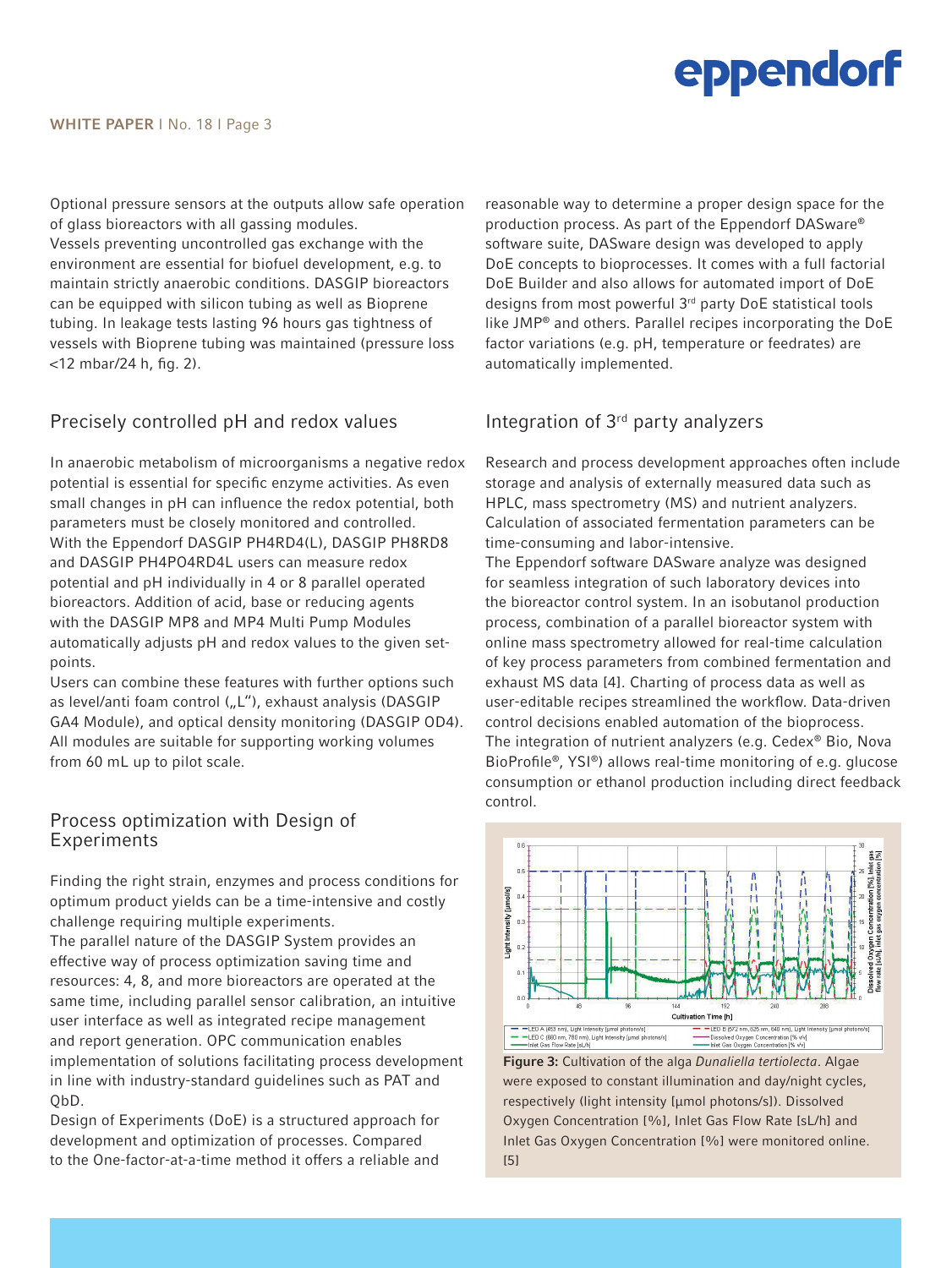Optional pressure sensors at the outputs allow safe operation of glass bioreactors with all gassing modules.
Vessels preventing uncontrolled gas exchange with the environment are essential for biofuel development, e.g. to maintain strictly anaerobic conditions. DASGIP bioreactors can be equipped with silicon tubing as well as Bioprene tubing. In leakage tests lasting 96 hours gas tightness of vessels with Bioprene tubing was maintained (pressure loss <12 mbar/24 h, fig. 2).

## Precisely controlled pH and redox values

In anaerobic metabolism of microorganisms a negative redox potential is essential for specific enzyme activities. As even small changes in pH can influence the redox potential, both parameters must be closely monitored and controlled.
With the Eppendorf DASGIP PH4RD4(L), DASGIP PH8RD8 and DASGIP PH4PO4RD4L users can measure redox potential and pH individually in 4 or 8 parallel operated bioreactors. Addition of acid, base or reducing agents with the DASGIP MP8 and MP4 Multi Pump Modules automatically adjusts pH and redox values to the given set-points.
Users can combine these features with further options such as level/anti foam control („L"), exhaust analysis (DASGIP GA4 Module), and optical density monitoring (DASGIP OD4). All modules are suitable for supporting working volumes from 60 mL up to pilot scale.

## Process optimization with Design of Experiments

Finding the right strain, enzymes and process conditions for optimum product yields can be a time-intensive and costly challenge requiring multiple experiments.
The parallel nature of the DASGIP System provides an effective way of process optimization saving time and resources: 4, 8, and more bioreactors are operated at the same time, including parallel sensor calibration, an intuitive user interface as well as integrated recipe management and report generation. OPC communication enables implementation of solutions facilitating process development in line with industry-standard guidelines such as PAT and QbD.
Design of Experiments (DoE) is a structured approach for development and optimization of processes. Compared to the One-factor-at-a-time method it offers a reliable and reasonable way to determine a proper design space for the production process. As part of the Eppendorf DASware® software suite, DASware design was developed to apply DoE concepts to bioprocesses. It comes with a full factorial DoE Builder and also allows for automated import of DoE designs from most powerful 3rd party DoE statistical tools like JMP® and others. Parallel recipes incorporating the DoE factor variations (e.g. pH, temperature or feedrates) are automatically implemented.

## Integration of 3rd party analyzers

Research and process development approaches often include storage and analysis of externally measured data such as HPLC, mass spectrometry (MS) and nutrient analyzers. Calculation of associated fermentation parameters can be time-consuming and labor-intensive.
The Eppendorf software DASware analyze was designed for seamless integration of such laboratory devices into the bioreactor control system. In an isobutanol production process, combination of a parallel bioreactor system with online mass spectrometry allowed for real-time calculation of key process parameters from combined fermentation and exhaust MS data [4]. Charting of process data as well as user-editable recipes streamlined the workflow. Data-driven control decisions enabled automation of the bioprocess.
The integration of nutrient analyzers (e.g. Cedex® Bio, Nova BioProfile®, YSI®) allows real-time monitoring of e.g. glucose consumption or ethanol production including direct feedback control.

**Figure 3:** Cultivation of the alga *Dunaliella tertiolecta*. Algae were exposed to constant illumination and day/night cycles, respectively (light intensity [µmol photons/s]). Dissolved Oxygen Concentration [%], Inlet Gas Flow Rate [sL/h] and Inlet Gas Oxygen Concentration [%] were monitored online. [5]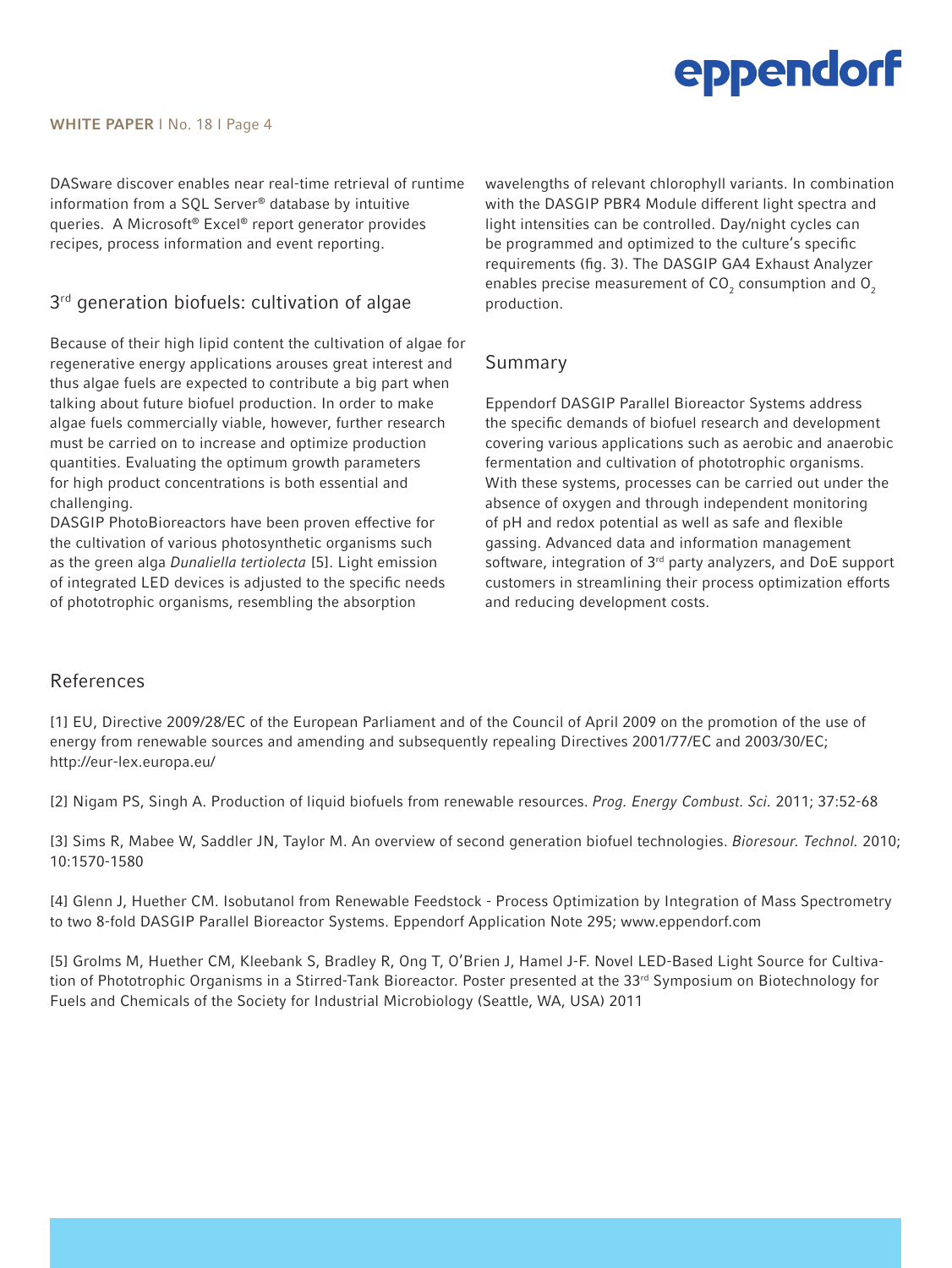DASware discover enables near real-time retrieval of runtime information from a SQL Server® database by intuitive queries. A Microsoft® Excel® report generator provides recipes, process information and event reporting.

## 3rd generation biofuels: cultivation of algae

Because of their high lipid content the cultivation of algae for regenerative energy applications arouses great interest and thus algae fuels are expected to contribute a big part when talking about future biofuel production. In order to make algae fuels commercially viable, however, further research must be carried on to increase and optimize production quantities. Evaluating the optimum growth parameters for high product concentrations is both essential and challenging.

DASGIP PhotoBioreactors have been proven effective for the cultivation of various photosynthetic organisms such as the green alga *Dunaliella tertiolecta* [5]. Light emission of integrated LED devices is adjusted to the specific needs of phototrophic organisms, resembling the absorption wavelengths of relevant chlorophyll variants. In combination with the DASGIP PBR4 Module different light spectra and light intensities can be controlled. Day/night cycles can be programmed and optimized to the culture's specific requirements (fig. 3). The DASGIP GA4 Exhaust Analyzer enables precise measurement of $CO_2$ consumption and $O_2$ production.

## Summary

Eppendorf DASGIP Parallel Bioreactor Systems address the specific demands of biofuel research and development covering various applications such as aerobic and anaerobic fermentation and cultivation of phototrophic organisms. With these systems, processes can be carried out under the absence of oxygen and through independent monitoring of pH and redox potential as well as safe and flexible gassing. Advanced data and information management software, integration of 3rd party analyzers, and DoE support customers in streamlining their process optimization efforts and reducing development costs.

## References

[1] EU, Directive 2009/28/EC of the European Parliament and of the Council of April 2009 on the promotion of the use of energy from renewable sources and amending and subsequently repealing Directives 2001/77/EC and 2003/30/EC; http://eur-lex.europa.eu/

[2] Nigam PS, Singh A. Production of liquid biofuels from renewable resources. *Prog. Energy Combust. Sci.* 2011; 37:52-68

[3] Sims R, Mabee W, Saddler JN, Taylor M. An overview of second generation biofuel technologies. *Bioresour. Technol.* 2010; 10:1570-1580

[4] Glenn J, Huether CM. Isobutanol from Renewable Feedstock - Process Optimization by Integration of Mass Spectrometry to two 8-fold DASGIP Parallel Bioreactor Systems. Eppendorf Application Note 295; www.eppendorf.com

[5] Grolms M, Huether CM, Kleebank S, Bradley R, Ong T, O'Brien J, Hamel J-F. Novel LED-Based Light Source for Cultivation of Phototrophic Organisms in a Stirred-Tank Bioreactor. Poster presented at the 33rd Symposium on Biotechnology for Fuels and Chemicals of the Society for Industrial Microbiology (Seattle, WA, USA) 2011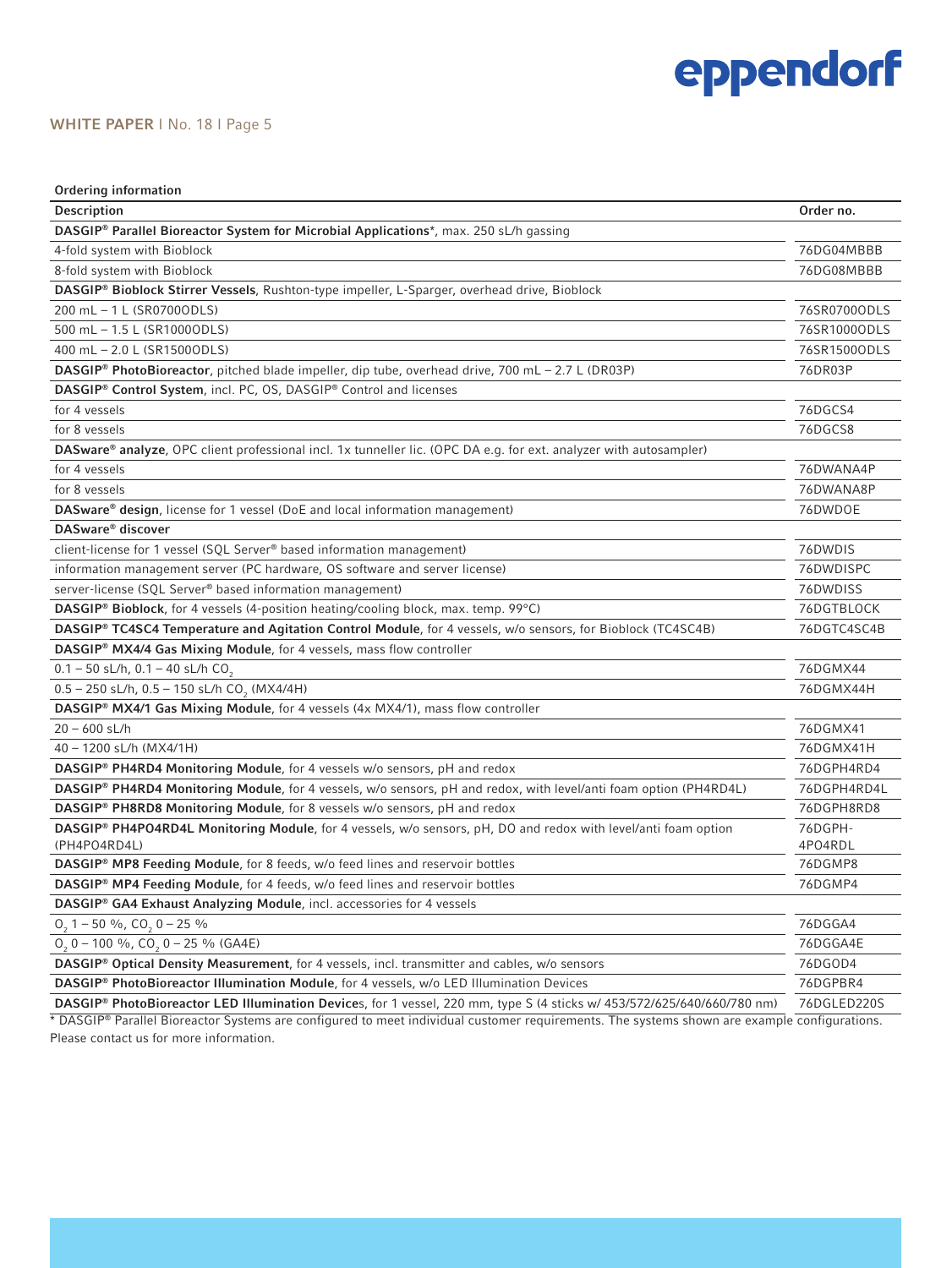**Ordering information**

| Description | Order no. |
|---|---|
| **DASGIP® Parallel Bioreactor System for Microbial Applications***, max. 250 sL/h gassing | |
| 4-fold system with Bioblock | 76DG04MBBB |
| 8-fold system with Bioblock | 76DG08MBBB |
| **DASGIP® Bioblock Stirrer Vessels**, Rushton-type impeller, L-Sparger, overhead drive, Bioblock | |
| 200 mL – 1 L (SR0700ODLS) | 76SR0700ODLS |
| 500 mL – 1.5 L (SR1000ODLS) | 76SR1000ODLS |
| 400 mL – 2.0 L (SR1500ODLS) | 76SR1500ODLS |
| **DASGIP® PhotoBioreactor**, pitched blade impeller, dip tube, overhead drive, 700 mL – 2.7 L (DR03P) | 76DR03P |
| **DASGIP® Control System**, incl. PC, OS, DASGIP® Control and licenses | |
| for 4 vessels | 76DGCS4 |
| for 8 vessels | 76DGCS8 |
| **DASware® analyze**, OPC client professional incl. 1x tunneller lic. (OPC DA e.g. for ext. analyzer with autosampler) | |
| for 4 vessels | 76DWANA4P |
| for 8 vessels | 76DWANA8P |
| **DASware® design**, license for 1 vessel (DoE and local information management) | 76DWDOE |
| **DASware® discover** | |
| client-license for 1 vessel (SQL Server® based information management) | 76DWDIS |
| information management server (PC hardware, OS software and server license) | 76DWDISPC |
| server-license (SQL Server® based information management) | 76DWDISS |
| **DASGIP® Bioblock**, for 4 vessels (4-position heating/cooling block, max. temp. 99°C) | 76DGTBLOCK |
| **DASGIP® TC4SC4 Temperature and Agitation Control Module**, for 4 vessels, w/o sensors, for Bioblock (TC4SC4B) | 76DGTC4SC4B |
| **DASGIP® MX4/4 Gas Mixing Module**, for 4 vessels, mass flow controller | |
| 0.1 – 50 sL/h, 0.1 – 40 sL/h $CO_2$ | 76DGMX44 |
| 0.5 – 250 sL/h, 0.5 – 150 sL/h $CO_2$ (MX4/4H) | 76DGMX44H |
| **DASGIP® MX4/1 Gas Mixing Module**, for 4 vessels (4x MX4/1), mass flow controller | |
| 20 – 600 sL/h | 76DGMX41 |
| 40 – 1200 sL/h (MX4/1H) | 76DGMX41H |
| **DASGIP® PH4RD4 Monitoring Module**, for 4 vessels w/o sensors, pH and redox | 76DGPH4RD4 |
| **DASGIP® PH4RD4 Monitoring Module**, for 4 vessels, w/o sensors, pH and redox, with level/anti foam option (PH4RD4L) | 76DGPH4RD4L |
| **DASGIP® PH8RD8 Monitoring Module**, for 8 vessels w/o sensors, pH and redox | 76DGPH8RD8 |
| **DASGIP® PH4PO4RD4L Monitoring Module**, for 4 vessels, w/o sensors, pH, DO and redox with level/anti foam option (PH4PO4RD4L) | 76DGPH-4PO4RDL |
| **DASGIP® MP8 Feeding Module**, for 8 feeds, w/o feed lines and reservoir bottles | 76DGMP8 |
| **DASGIP® MP4 Feeding Module**, for 4 feeds, w/o feed lines and reservoir bottles | 76DGMP4 |
| **DASGIP® GA4 Exhaust Analyzing Module**, incl. accessories for 4 vessels | |
| $O_2$ 1 – 50 %, $CO_2$ 0 – 25 % | 76DGGA4 |
| $O_2$ 0 – 100 %, $CO_2$ 0 – 25 % (GA4E) | 76DGGA4E |
| **DASGIP® Optical Density Measurement**, for 4 vessels, incl. transmitter and cables, w/o sensors | 76DGOD4 |
| **DASGIP® PhotoBioreactor Illumination Module**, for 4 vessels, w/o LED Illumination Devices | 76DGPBR4 |
| **DASGIP® PhotoBioreactor LED Illumination Devices**, for 1 vessel, 220 mm, type S (4 sticks w/ 453/572/625/640/660/780 nm) | 76DGLED220S |

* DASGIP® Parallel Bioreactor Systems are configured to meet individual customer requirements. The systems shown are example configurations. Please contact us for more information.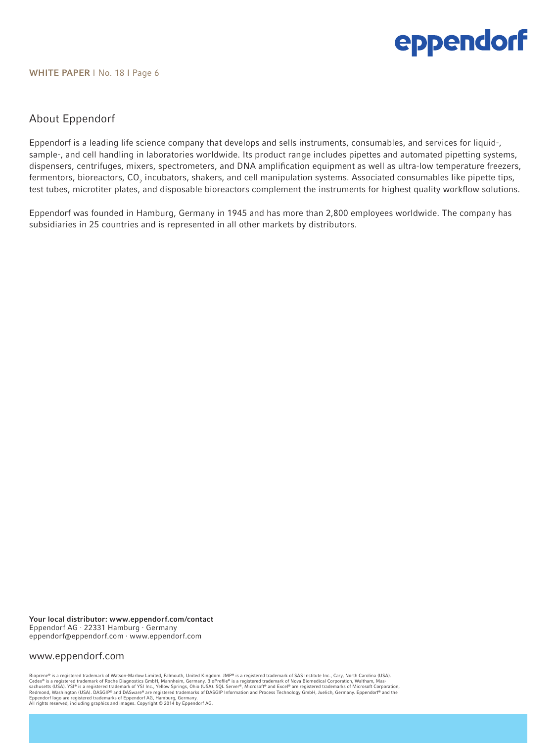## About Eppendorf

Eppendorf is a leading life science company that develops and sells instruments, consumables, and services for liquid-, sample-, and cell handling in laboratories worldwide. Its product range includes pipettes and automated pipetting systems, dispensers, centrifuges, mixers, spectrometers, and DNA amplification equipment as well as ultra-low temperature freezers, fermentors, bioreactors, $CO_2$ incubators, shakers, and cell manipulation systems. Associated consumables like pipette tips, test tubes, microtiter plates, and disposable bioreactors complement the instruments for highest quality workflow solutions.

Eppendorf was founded in Hamburg, Germany in 1945 and has more than 2,800 employees worldwide. The company has subsidiaries in 25 countries and is represented in all other markets by distributors.

**Your local distributor: www.eppendorf.com/contact**
Eppendorf AG · 22331 Hamburg · Germany
eppendorf@eppendorf.com · www.eppendorf.com

www.eppendorf.com

Bioprene® is a registered trademark of Watson-Marlow Limited, Falmouth, United Kingdom. JMP® is a registered trademark of SAS Institute Inc., Cary, North Carolina (USA). Cedex® is a registered trademark of Roche Diagnostics GmbH, Mannheim, Germany. BioProfile® is a registered trademark of Nova Biomedical Corporation, Waltham, Massachusetts (USA). YSI® is a registered trademark of YSI Inc., Yellow Springs, Ohio (USA). SQL Server®, Microsoft® and Excel® are registered trademarks of Microsoft Corporation, Redmond, Washington (USA). DASGIP® and DASware® are registered trademarks of DASGIP Information and Process Technology GmbH, Juelich, Germany. Eppendorf® and the Eppendorf logo are registered trademarks of Eppendorf AG, Hamburg, Germany.
All rights reserved, including graphics and images. Copyright © 2014 by Eppendorf AG.